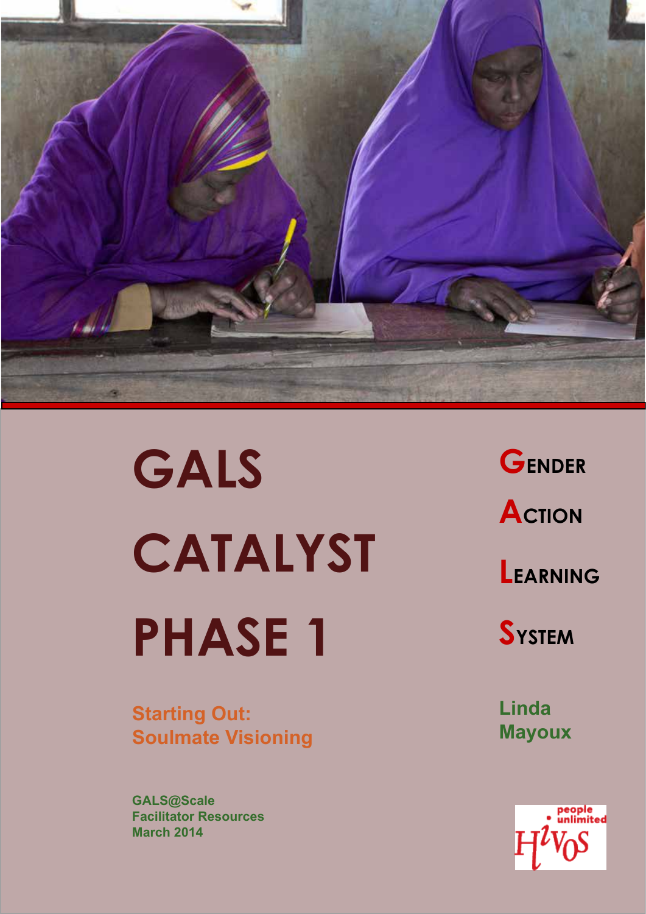# GALS CATALYST PHASE 1

**Gender Action Learning System**

## Starting Out: Soulmate Visioning

**Linda Mayoux**

**GALS@Scale**
**Facilitator Resources**
**March 2014**

people unlimited
Hivos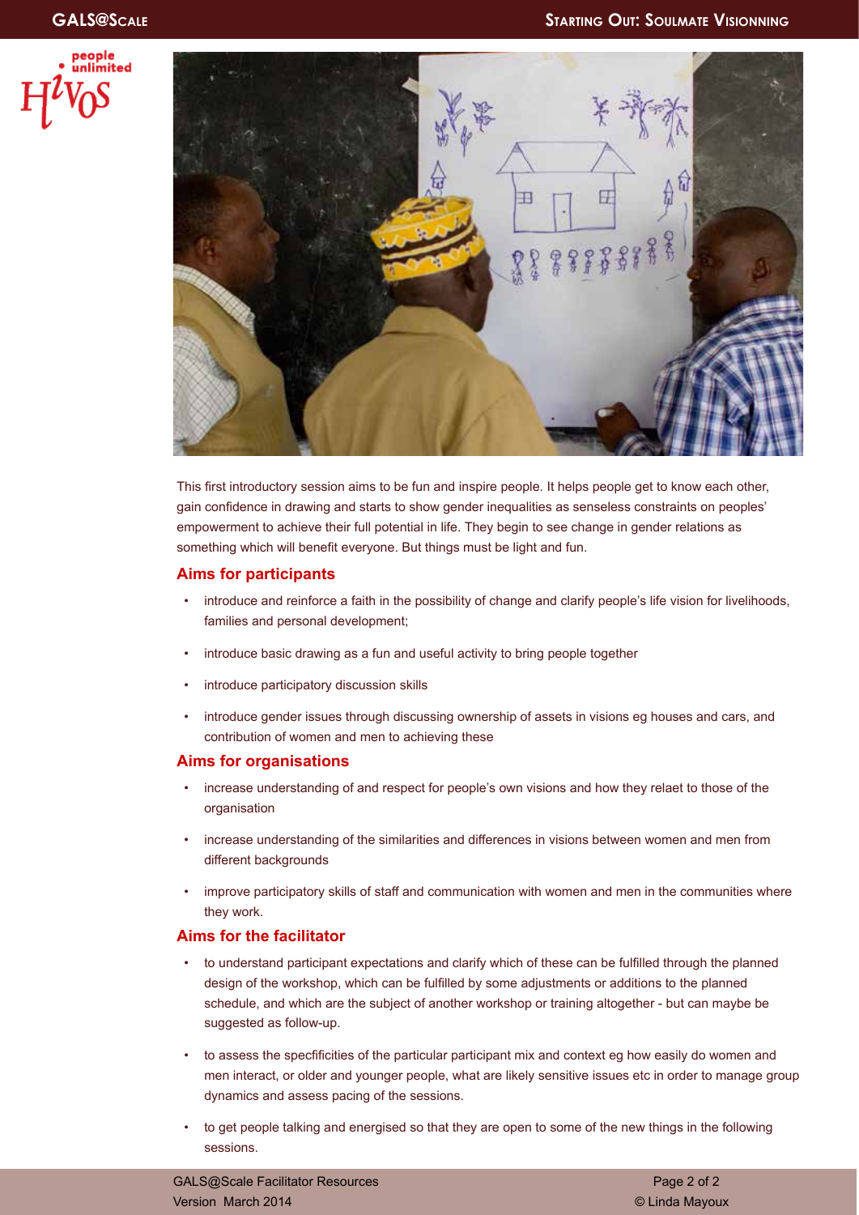This first introductory session aims to be fun and inspire people. It helps people get to know each other, gain confidence in drawing and starts to show gender inequalities as senseless constraints on peoples' empowerment to achieve their full potential in life. They begin to see change in gender relations as something which will benefit everyone. But things must be light and fun.

## Aims for participants

- introduce and reinforce a faith in the possibility of change and clarify people's life vision for livelihoods, families and personal development;
- introduce basic drawing as a fun and useful activity to bring people together
- introduce participatory discussion skills
- introduce gender issues through discussing ownership of assets in visions eg houses and cars, and contribution of women and men to achieving these

## Aims for organisations

- increase understanding of and respect for people's own visions and how they relaet to those of the organisation
- increase understanding of the similarities and differences in visions between women and men from different backgrounds
- improve participatory skills of staff and communication with women and men in the communities where they work.

## Aims for the facilitator

- to understand participant expectations and clarify which of these can be fulfilled through the planned design of the workshop, which can be fulfilled by some adjustments or additions to the planned schedule, and which are the subject of another workshop or training altogether - but can maybe be suggested as follow-up.
- to assess the specfificities of the particular participant mix and context eg how easily do women and men interact, or older and younger people, what are likely sensitive issues etc in order to manage group dynamics and assess pacing of the sessions.
- to get people talking and energised so that they are open to some of the new things in the following sessions.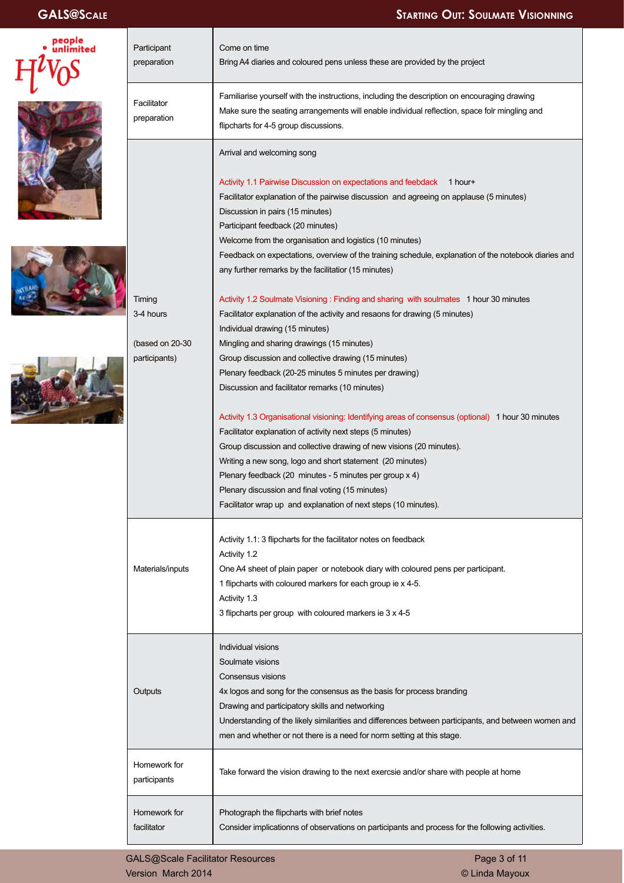| | |
|---|---|
| Participant preparation | Come on time<br>Bring A4 diaries and coloured pens unless these are provided by the project |
| Facilitator preparation | Familiarise yourself with the instructions, including the description on encouraging drawing<br>Make sure the seating arrangements will enable individual reflection, space folr mingling and flipcharts for 4-5 group discussions. |
| Timing<br>3-4 hours<br><br>(based on 20-30 participants) | Arrival and welcoming song<br><br>Activity 1.1 Pairwise Discussion on expectations and feedback 1 hour+<br>Facilitator explanation of the pairwise discussion and agreeing on applause (5 minutes)<br>Discussion in pairs (15 minutes)<br>Participant feedback (20 minutes)<br>Welcome from the organisation and logistics (10 minutes)<br>Feedback on expectations, overview of the training schedule, explanation of the notebook diaries and any further remarks by the facilitatior (15 minutes)<br><br>Activity 1.2 Soulmate Visioning : Finding and sharing with soulmates 1 hour 30 minutes<br>Facilitator explanation of the activity and resaons for drawing (5 minutes)<br>Individual drawing (15 minutes)<br>Mingling and sharing drawings (15 minutes)<br>Group discussion and collective drawing (15 minutes)<br>Plenary feedback (20-25 minutes 5 minutes per drawing)<br>Discussion and facilitator remarks (10 minutes)<br><br>Activity 1.3 Organisational visioning: Identifying areas of consensus (optional) 1 hour 30 minutes<br>Facilitator explanation of activity next steps (5 minutes)<br>Group discussion and collective drawing of new visions (20 minutes).<br>Writing a new song, logo and short statement (20 minutes)<br>Plenary feedback (20 minutes - 5 minutes per group x 4)<br>Plenary discussion and final voting (15 minutes)<br>Facilitator wrap up and explanation of next steps (10 minutes). |
| Materials/inputs | Activity 1.1: 3 flipcharts for the facilitator notes on feedback<br>Activity 1.2<br>One A4 sheet of plain paper or notebook diary with coloured pens per participant.<br>1 flipcharts with coloured markers for each group ie x 4-5.<br>Activity 1.3<br>3 flipcharts per group with coloured markers ie 3 x 4-5 |
| Outputs | Individual visions<br>Soulmate visions<br>Consensus visions<br>4x logos and song for the consensus as the basis for process branding<br>Drawing and participatory skills and networking<br>Understanding of the likely similarities and differences between participants, and between women and men and whether or not there is a need for norm setting at this stage. |
| Homework for participants | Take forward the vision drawing to the next exercsie and/or share with people at home |
| Homework for facilitator | Photograph the flipcharts with brief notes<br>Consider implicationns of observations on participants and process for the following activities. |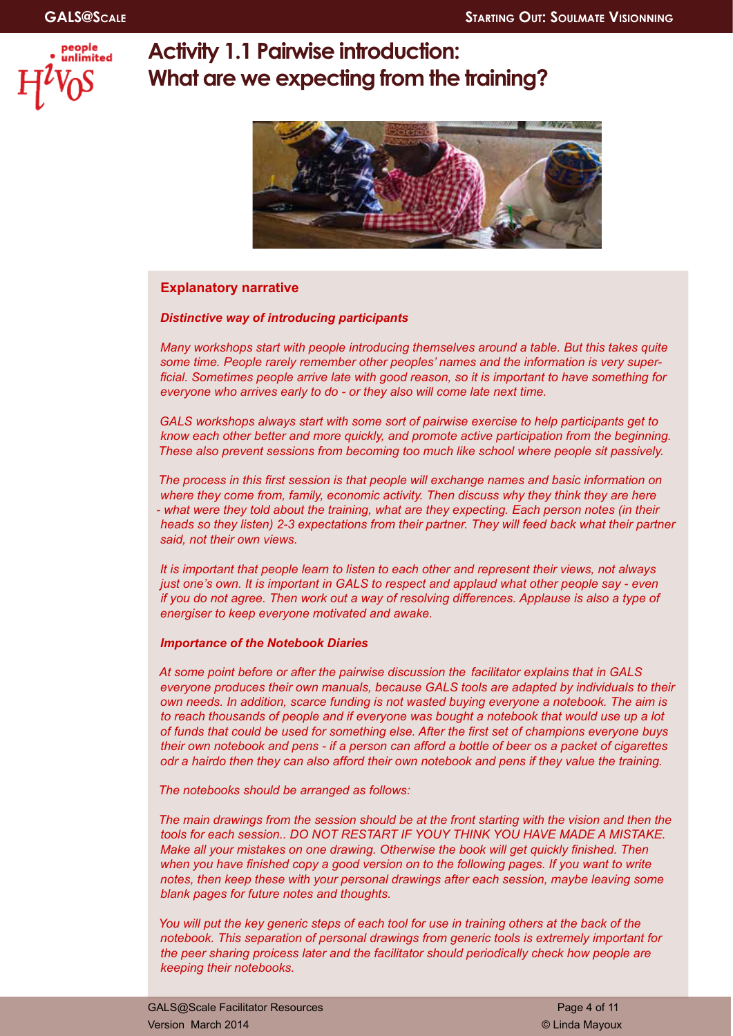# Activity 1.1 Pairwise introduction: What are we expecting from the training?

## Explanatory narrative

***Distinctive way of introducing participants***

*Many workshops start with people introducing themselves around a table. But this takes quite some time. People rarely remember other peoples' names and the information is very superficial. Sometimes people arrive late with good reason, so it is important to have something for everyone who arrives early to do - or they also will come late next time.*

*GALS workshops always start with some sort of pairwise exercise to help participants get to know each other better and more quickly, and promote active participation from the beginning. These also prevent sessions from becoming too much like school where people sit passively.*

*The process in this first session is that people will exchange names and basic information on where they come from, family, economic activity. Then discuss why they think they are here - what were they told about the training, what are they expecting. Each person notes (in their heads so they listen) 2-3 expectations from their partner. They will feed back what their partner said, not their own views.*

*It is important that people learn to listen to each other and represent their views, not always just one's own. It is important in GALS to respect and applaud what other people say - even if you do not agree. Then work out a way of resolving differences. Applause is also a type of energiser to keep everyone motivated and awake.*

***Importance of the Notebook Diaries***

*At some point before or after the pairwise discussion the facilitator explains that in GALS everyone produces their own manuals, because GALS tools are adapted by individuals to their own needs. In addition, scarce funding is not wasted buying everyone a notebook. The aim is to reach thousands of people and if everyone was bought a notebook that would use up a lot of funds that could be used for something else. After the first set of champions everyone buys their own notebook and pens - if a person can afford a bottle of beer os a packet of cigarettes odr a hairdo then they can also afford their own notebook and pens if they value the training.*

*The notebooks should be arranged as follows:*

*The main drawings from the session should be at the front starting with the vision and then the tools for each session.. DO NOT RESTART IF YOUY THINK YOU HAVE MADE A MISTAKE. Make all your mistakes on one drawing. Otherwise the book will get quickly finished. Then when you have finished copy a good version on to the following pages. If you want to write notes, then keep these with your personal drawings after each session, maybe leaving some blank pages for future notes and thoughts.*

*You will put the key generic steps of each tool for use in training others at the back of the notebook. This separation of personal drawings from generic tools is extremely important for the peer sharing proicess later and the facilitator should periodically check how people are keeping their notebooks.*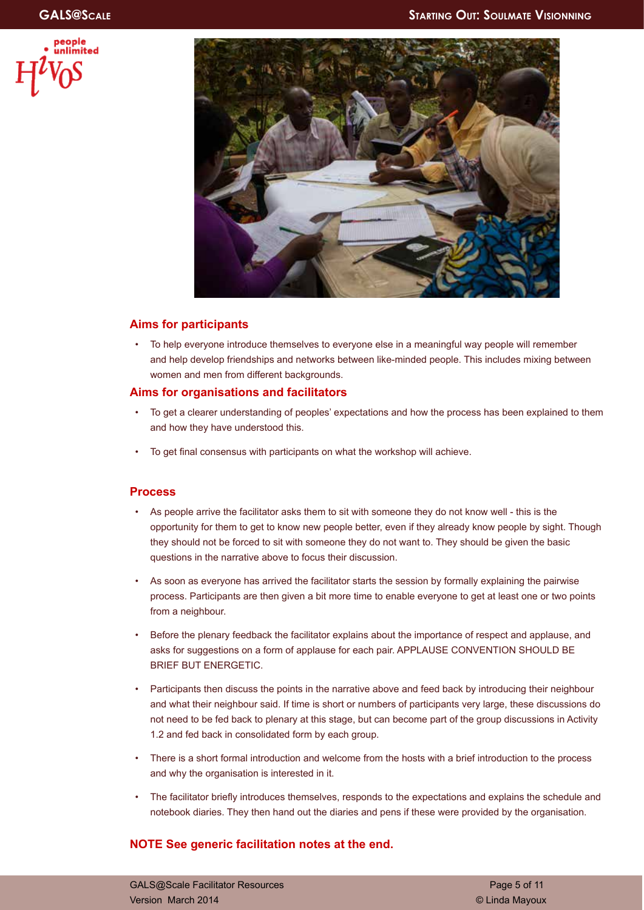## Aims for participants

- To help everyone introduce themselves to everyone else in a meaningful way people will remember and help develop friendships and networks between like-minded people. This includes mixing between women and men from different backgrounds.

## Aims for organisations and facilitators

- To get a clearer understanding of peoples' expectations and how the process has been explained to them and how they have understood this.
- To get final consensus with participants on what the workshop will achieve.

## Process

- As people arrive the facilitator asks them to sit with someone they do not know well - this is the opportunity for them to get to know new people better, even if they already know people by sight. Though they should not be forced to sit with someone they do not want to. They should be given the basic questions in the narrative above to focus their discussion.
- As soon as everyone has arrived the facilitator starts the session by formally explaining the pairwise process. Participants are then given a bit more time to enable everyone to get at least one or two points from a neighbour.
- Before the plenary feedback the facilitator explains about the importance of respect and applause, and asks for suggestions on a form of applause for each pair. APPLAUSE CONVENTION SHOULD BE BRIEF BUT ENERGETIC.
- Participants then discuss the points in the narrative above and feed back by introducing their neighbour and what their neighbour said. If time is short or numbers of participants very large, these discussions do not need to be fed back to plenary at this stage, but can become part of the group discussions in Activity 1.2 and fed back in consolidated form by each group.
- There is a short formal introduction and welcome from the hosts with a brief introduction to the process and why the organisation is interested in it.
- The facilitator briefly introduces themselves, responds to the expectations and explains the schedule and notebook diaries. They then hand out the diaries and pens if these were provided by the organisation.

**NOTE See generic facilitation notes at the end.**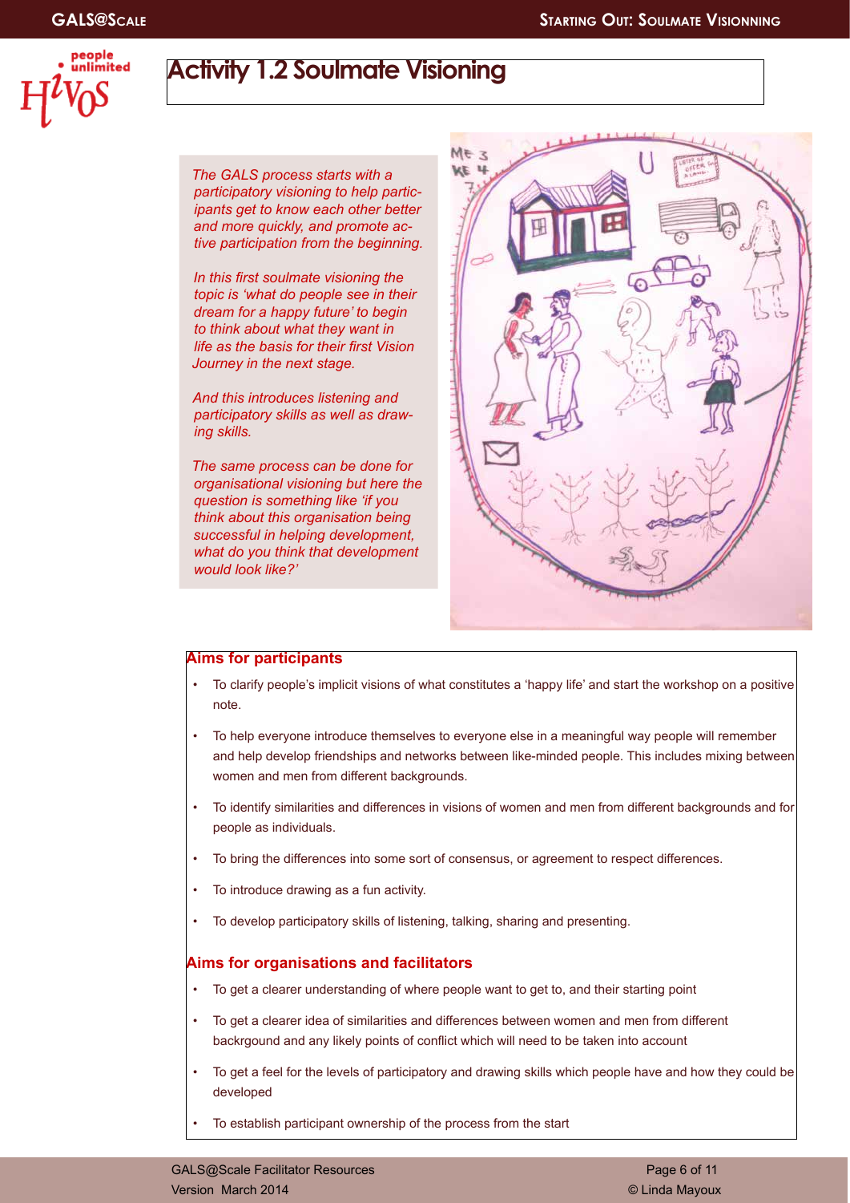# Activity 1.2 Soulmate Visioning

*The GALS process starts with a participatory visioning to help participants get to know each other better and more quickly, and promote active participation from the beginning.*

*In this first soulmate visioning the topic is 'what do people see in their dream for a happy future' to begin to think about what they want in life as the basis for their first Vision Journey in the next stage.*

*And this introduces listening and participatory skills as well as drawing skills.*

*The same process can be done for organisational visioning but here the question is something like 'if you think about this organisation being successful in helping development, what do you think that development would look like?'*

## Aims for participants

- To clarify people's implicit visions of what constitutes a 'happy life' and start the workshop on a positive note.
- To help everyone introduce themselves to everyone else in a meaningful way people will remember and help develop friendships and networks between like-minded people. This includes mixing between women and men from different backgrounds.
- To identify similarities and differences in visions of women and men from different backgrounds and for people as individuals.
- To bring the differences into some sort of consensus, or agreement to respect differences.
- To introduce drawing as a fun activity.
- To develop participatory skills of listening, talking, sharing and presenting.

## Aims for organisations and facilitators

- To get a clearer understanding of where people want to get to, and their starting point
- To get a clearer idea of similarities and differences between women and men from different backrgound and any likely points of conflict which will need to be taken into account
- To get a feel for the levels of participatory and drawing skills which people have and how they could be developed
- To establish participant ownership of the process from the start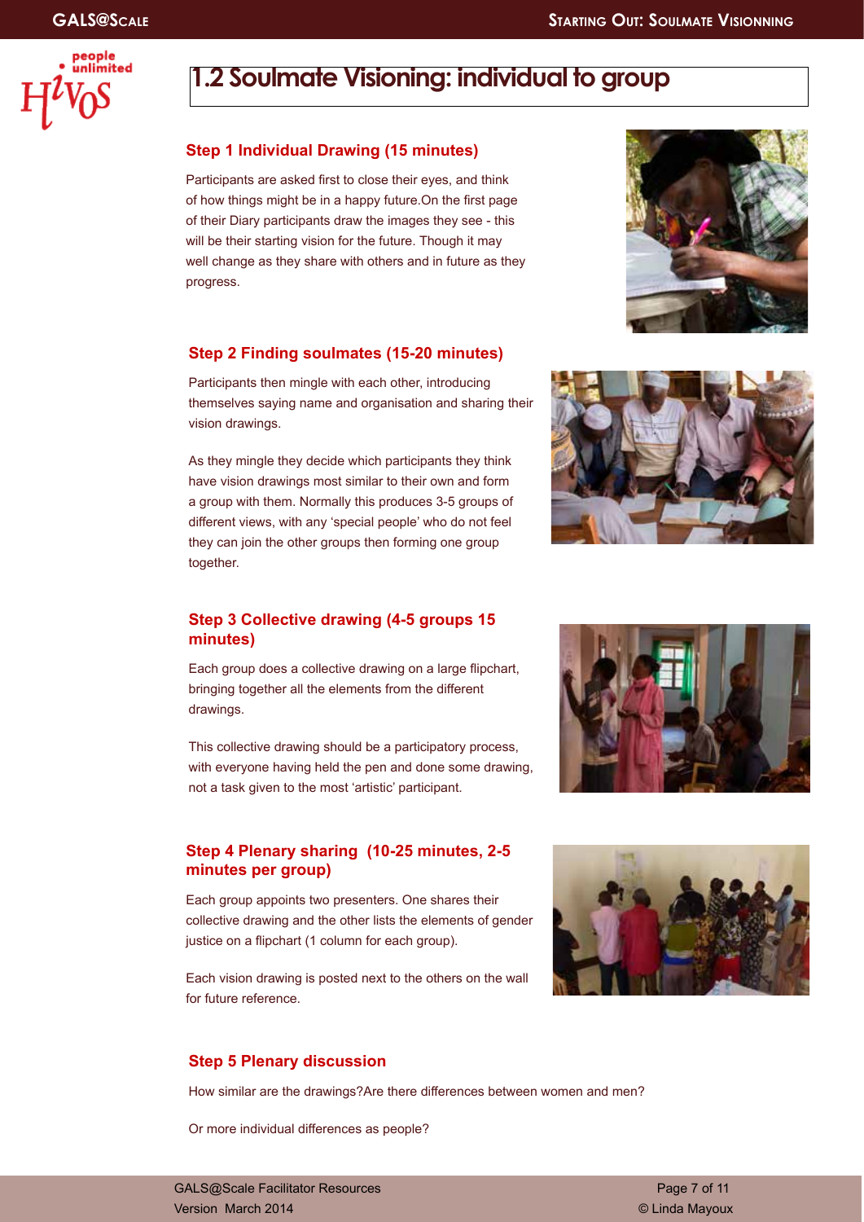# 1.2 Soulmate Visioning: individual to group

### Step 1 Individual Drawing (15 minutes)

Participants are asked first to close their eyes, and think of how things might be in a happy future.On the first page of their Diary participants draw the images they see - this will be their starting vision for the future. Though it may well change as they share with others and in future as they progress.

### Step 2 Finding soulmates (15-20 minutes)

Participants then mingle with each other, introducing themselves saying name and organisation and sharing their vision drawings.

As they mingle they decide which participants they think have vision drawings most similar to their own and form a group with them. Normally this produces 3-5 groups of different views, with any 'special people' who do not feel they can join the other groups then forming one group together.

### Step 3 Collective drawing (4-5 groups 15 minutes)

Each group does a collective drawing on a large flipchart, bringing together all the elements from the different drawings.

This collective drawing should be a participatory process, with everyone having held the pen and done some drawing, not a task given to the most 'artistic' participant.

### Step 4 Plenary sharing (10-25 minutes, 2-5 minutes per group)

Each group appoints two presenters. One shares their collective drawing and the other lists the elements of gender justice on a flipchart (1 column for each group).

Each vision drawing is posted next to the others on the wall for future reference.

### Step 5 Plenary discussion

How similar are the drawings?Are there differences between women and men?

Or more individual differences as people?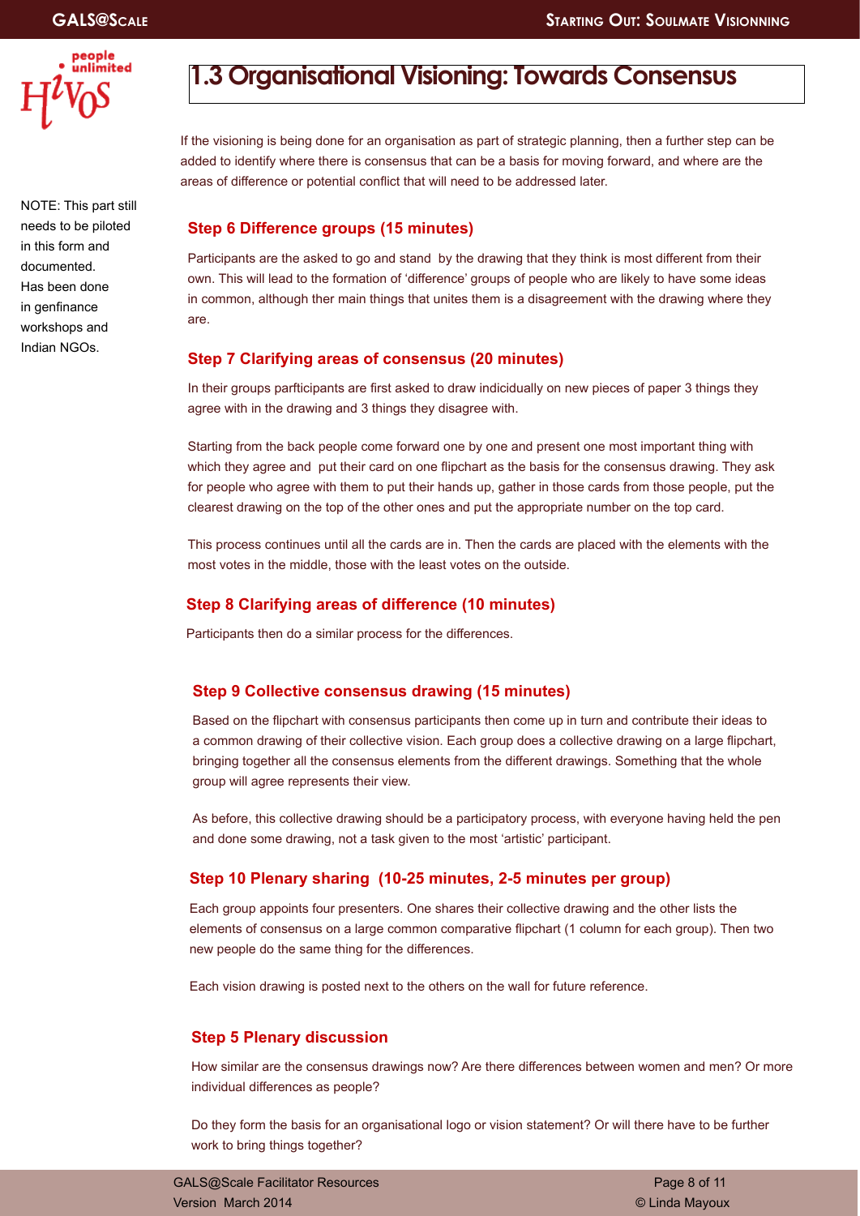# 1.3 Organisational Visioning: Towards Consensus

NOTE: This part still needs to be piloted in this form and documented. Has been done in genfinance workshops and Indian NGOs.

If the visioning is being done for an organisation as part of strategic planning, then a further step can be added to identify where there is consensus that can be a basis for moving forward, and where are the areas of difference or potential conflict that will need to be addressed later.

### Step 6 Difference groups (15 minutes)

Participants are the asked to go and stand by the drawing that they think is most different from their own. This will lead to the formation of 'difference' groups of people who are likely to have some ideas in common, although ther main things that unites them is a disagreement with the drawing where they are.

### Step 7 Clarifying areas of consensus (20 minutes)

In their groups parfticipants are first asked to draw indicidually on new pieces of paper 3 things they agree with in the drawing and 3 things they disagree with.

Starting from the back people come forward one by one and present one most important thing with which they agree and put their card on one flipchart as the basis for the consensus drawing. They ask for people who agree with them to put their hands up, gather in those cards from those people, put the clearest drawing on the top of the other ones and put the appropriate number on the top card.

This process continues until all the cards are in. Then the cards are placed with the elements with the most votes in the middle, those with the least votes on the outside.

### Step 8 Clarifying areas of difference (10 minutes)

Participants then do a similar process for the differences.

### Step 9 Collective consensus drawing (15 minutes)

Based on the flipchart with consensus participants then come up in turn and contribute their ideas to a common drawing of their collective vision. Each group does a collective drawing on a large flipchart, bringing together all the consensus elements from the different drawings. Something that the whole group will agree represents their view.

As before, this collective drawing should be a participatory process, with everyone having held the pen and done some drawing, not a task given to the most 'artistic' participant.

### Step 10 Plenary sharing (10-25 minutes, 2-5 minutes per group)

Each group appoints four presenters. One shares their collective drawing and the other lists the elements of consensus on a large common comparative flipchart (1 column for each group). Then two new people do the same thing for the differences.

Each vision drawing is posted next to the others on the wall for future reference.

### Step 5 Plenary discussion

How similar are the consensus drawings now? Are there differences between women and men? Or more individual differences as people?

Do they form the basis for an organisational logo or vision statement? Or will there have to be further work to bring things together?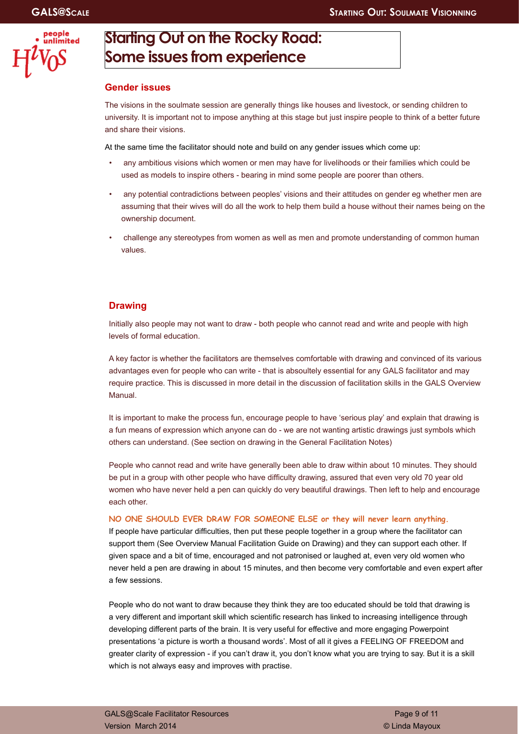# Starting Out on the Rocky Road: Some issues from experience

## Gender issues

The visions in the soulmate session are generally things like houses and livestock, or sending children to university. It is important not to impose anything at this stage but just inspire people to think of a better future and share their visions.

At the same time the facilitator should note and build on any gender issues which come up:

- any ambitious visions which women or men may have for livelihoods or their families which could be used as models to inspire others - bearing in mind some people are poorer than others.
- any potential contradictions between peoples' visions and their attitudes on gender eg whether men are assuming that their wives will do all the work to help them build a house without their names being on the ownership document.
- challenge any stereotypes from women as well as men and promote understanding of common human values.

## Drawing

Initially also people may not want to draw - both people who cannot read and write and people with high levels of formal education.

A key factor is whether the facilitators are themselves comfortable with drawing and convinced of its various advantages even for people who can write - that is absoultely essential for any GALS facilitator and may require practice. This is discussed in more detail in the discussion of facilitation skills in the GALS Overview Manual.

It is important to make the process fun, encourage people to have 'serious play' and explain that drawing is a fun means of expression which anyone can do - we are not wanting artistic drawings just symbols which others can understand. (See section on drawing in the General Facilitation Notes)

People who cannot read and write have generally been able to draw within about 10 minutes. They should be put in a group with other people who have difficulty drawing, assured that even very old 70 year old women who have never held a pen can quickly do very beautiful drawings. Then left to help and encourage each other.

**NO ONE SHOULD EVER DRAW FOR SOMEONE ELSE or they will never learn anything.**
If people have particular difficulties, then put these people together in a group where the facilitator can support them (See Overview Manual Facilitation Guide on Drawing) and they can support each other. If given space and a bit of time, encouraged and not patronised or laughed at, even very old women who never held a pen are drawing in about 15 minutes, and then become very comfortable and even expert after a few sessions.

People who do not want to draw because they think they are too educated should be told that drawing is a very different and important skill which scientific research has linked to increasing intelligence through developing different parts of the brain. It is very useful for effective and more engaging Powerpoint presentations 'a picture is worth a thousand words'. Most of all it gives a FEELING OF FREEDOM and greater clarity of expression - if you can't draw it, you don't know what you are trying to say. But it is a skill which is not always easy and improves with practise.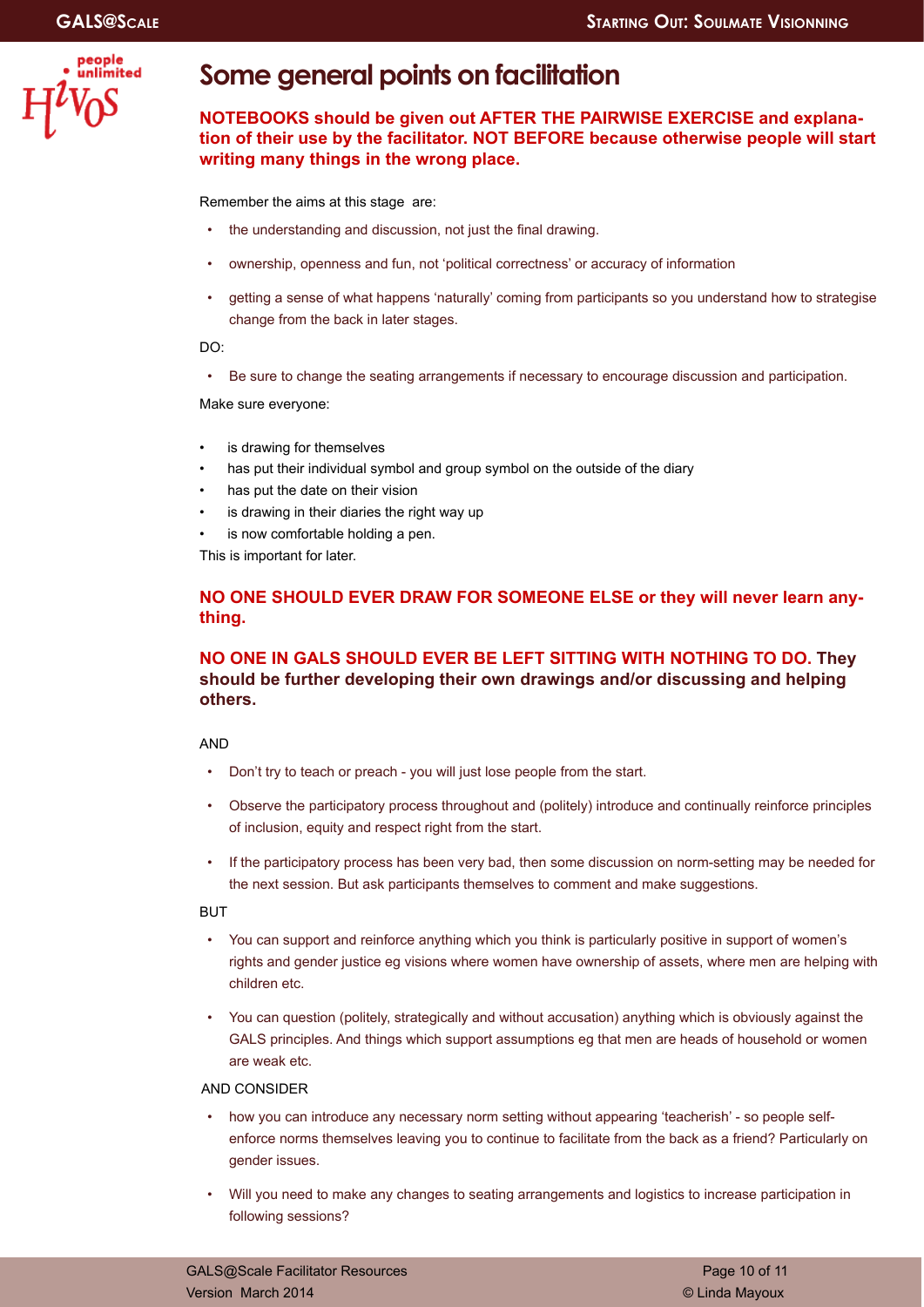# Some general points on facilitation

**NOTEBOOKS should be given out AFTER THE PAIRWISE EXERCISE and explanation of their use by the facilitator. NOT BEFORE because otherwise people will start writing many things in the wrong place.**

Remember the aims at this stage are:

- the understanding and discussion, not just the final drawing.
- ownership, openness and fun, not 'political correctness' or accuracy of information
- getting a sense of what happens 'naturally' coming from participants so you understand how to strategise change from the back in later stages.

DO:

- Be sure to change the seating arrangements if necessary to encourage discussion and participation.

Make sure everyone:

- is drawing for themselves
- has put their individual symbol and group symbol on the outside of the diary
- has put the date on their vision
- is drawing in their diaries the right way up
- is now comfortable holding a pen.

This is important for later.

**NO ONE SHOULD EVER DRAW FOR SOMEONE ELSE or they will never learn anything.**

**NO ONE IN GALS SHOULD EVER BE LEFT SITTING WITH NOTHING TO DO. They should be further developing their own drawings and/or discussing and helping others.**

AND

- Don't try to teach or preach - you will just lose people from the start.
- Observe the participatory process throughout and (politely) introduce and continually reinforce principles of inclusion, equity and respect right from the start.
- If the participatory process has been very bad, then some discussion on norm-setting may be needed for the next session. But ask participants themselves to comment and make suggestions.

BUT

- You can support and reinforce anything which you think is particularly positive in support of women's rights and gender justice eg visions where women have ownership of assets, where men are helping with children etc.
- You can question (politely, strategically and without accusation) anything which is obviously against the GALS principles. And things which support assumptions eg that men are heads of household or women are weak etc.

AND CONSIDER

- how you can introduce any necessary norm setting without appearing 'teacherish' - so people self-enforce norms themselves leaving you to continue to facilitate from the back as a friend? Particularly on gender issues.
- Will you need to make any changes to seating arrangements and logistics to increase participation in following sessions?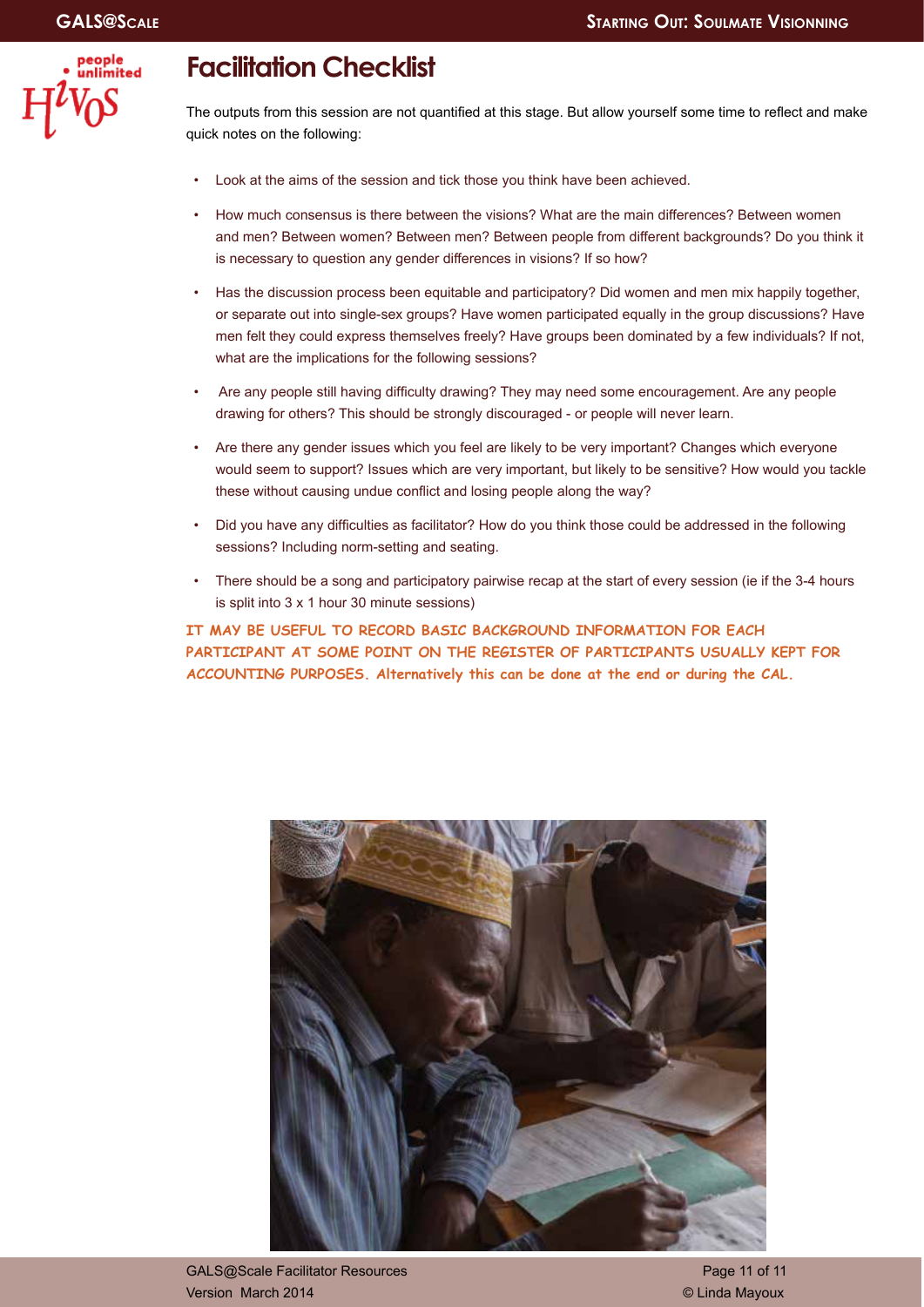# Facilitation Checklist

The outputs from this session are not quantified at this stage. But allow yourself some time to reflect and make quick notes on the following:

- Look at the aims of the session and tick those you think have been achieved.
- How much consensus is there between the visions? What are the main differences? Between women and men? Between women? Between men? Between people from different backgrounds? Do you think it is necessary to question any gender differences in visions? If so how?
- Has the discussion process been equitable and participatory? Did women and men mix happily together, or separate out into single-sex groups? Have women participated equally in the group discussions? Have men felt they could express themselves freely? Have groups been dominated by a few individuals? If not, what are the implications for the following sessions?
- Are any people still having difficulty drawing? They may need some encouragement. Are any people drawing for others? This should be strongly discouraged - or people will never learn.
- Are there any gender issues which you feel are likely to be very important? Changes which everyone would seem to support? Issues which are very important, but likely to be sensitive? How would you tackle these without causing undue conflict and losing people along the way?
- Did you have any difficulties as facilitator? How do you think those could be addressed in the following sessions? Including norm-setting and seating.
- There should be a song and participatory pairwise recap at the start of every session (ie if the 3-4 hours is split into 3 x 1 hour 30 minute sessions)

**IT MAY BE USEFUL TO RECORD BASIC BACKGROUND INFORMATION FOR EACH PARTICIPANT AT SOME POINT ON THE REGISTER OF PARTICIPANTS USUALLY KEPT FOR ACCOUNTING PURPOSES. Alternatively this can be done at the end or during the CAL.**